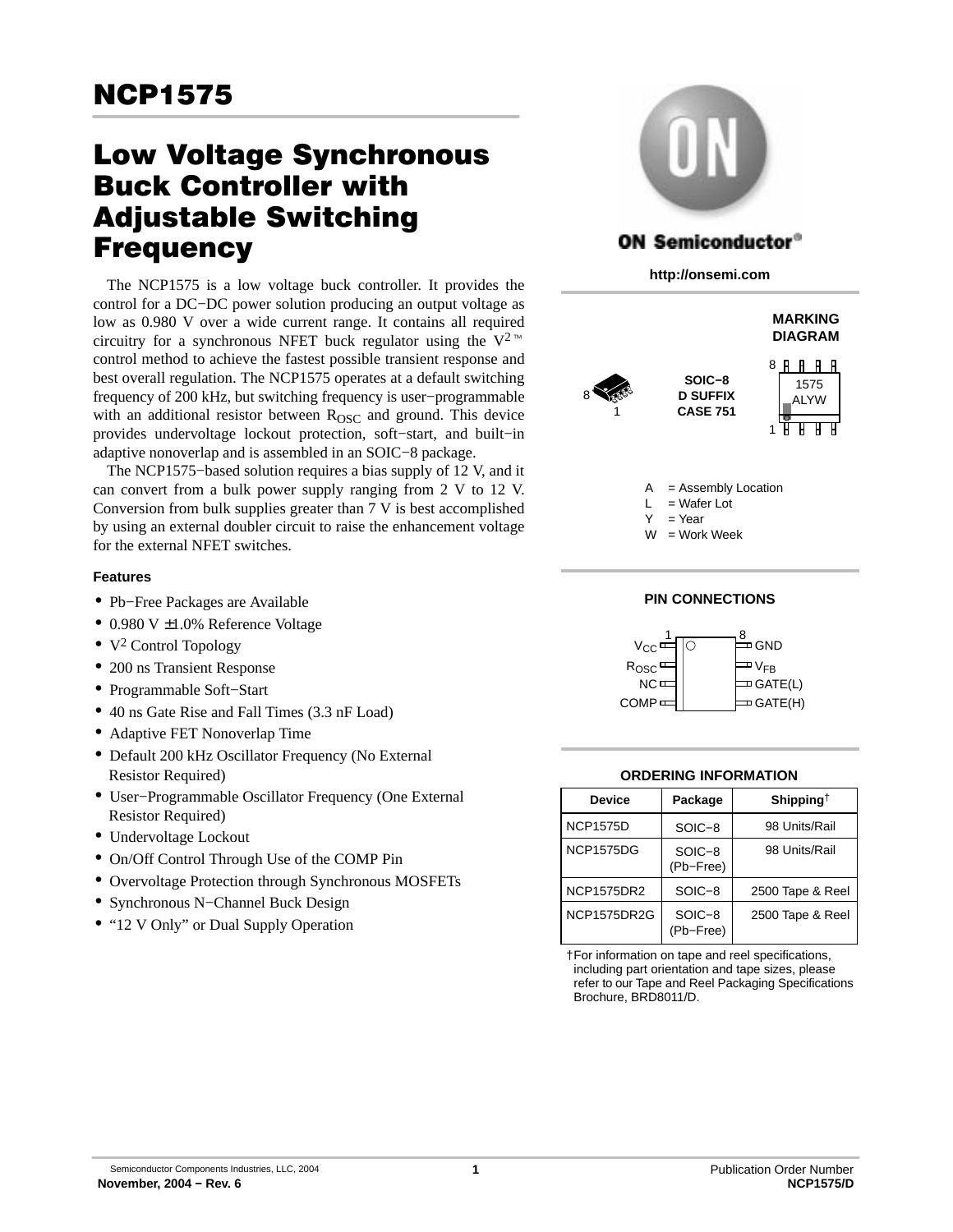# NCP1575

## Low Voltage Synchronous Buck Controller with Adjustable Switching Frequency

The NCP1575 is a low voltage buck controller. It provides the control for a DC−DC power solution producing an output voltage as low as 0.980 V over a wide current range. It contains all required circuitry for a synchronous NFET buck regulator using the V2™ control method to achieve the fastest possible transient response and best overall regulation. The NCP1575 operates at a default switching frequency of 200 kHz, but switching frequency is user−programmable with an additional resistor between $R_{OSC}$ and ground. This device provides undervoltage lockout protection, soft−start, and built−in adaptive nonoverlap and is assembled in an SOIC−8 package.

The NCP1575−based solution requires a bias supply of 12 V, and it can convert from a bulk power supply ranging from 2 V to 12 V. Conversion from bulk supplies greater than 7 V is best accomplished by using an external doubler circuit to raise the enhancement voltage for the external NFET switches.

### Features

- Pb−Free Packages are Available
- 0.980 V ±1.0% Reference Voltage
- $V^2$ Control Topology
- 200 ns Transient Response
- Programmable Soft−Start
- 40 ns Gate Rise and Fall Times (3.3 nF Load)
- Adaptive FET Nonoverlap Time
- Default 200 kHz Oscillator Frequency (No External Resistor Required)
- User−Programmable Oscillator Frequency (One External Resistor Required)
- Undervoltage Lockout
- On/Off Control Through Use of the COMP Pin
- Overvoltage Protection through Synchronous MOSFETs
- Synchronous N−Channel Buck Design
- “12 V Only” or Dual Supply Operation

ON Semiconductor®

http://onsemi.com

### MARKING DIAGRAM

SOIC−8
D SUFFIX
CASE 751

1575
ALYW

A = Assembly Location
L = Wafer Lot
Y = Year
W = Work Week

### PIN CONNECTIONS

| Pin | Name | Pin | Name |
|---|---|---|---|
| 1 | $V_{CC}$ | 8 | GND |
| 2 | $R_{OSC}$ | 7 | $V_{FB}$ |
| 3 | NC | 6 | GATE(L) |
| 4 | COMP | 5 | GATE(H) |

### ORDERING INFORMATION

| Device | Package | Shipping† |
|---|---|---|
| NCP1575D | SOIC−8 | 98 Units/Rail |
| NCP1575DG | SOIC−8 (Pb−Free) | 98 Units/Rail |
| NCP1575DR2 | SOIC−8 | 2500 Tape & Reel |
| NCP1575DR2G | SOIC−8 (Pb−Free) | 2500 Tape & Reel |

†For information on tape and reel specifications, including part orientation and tape sizes, please refer to our Tape and Reel Packaging Specifications Brochure, BRD8011/D.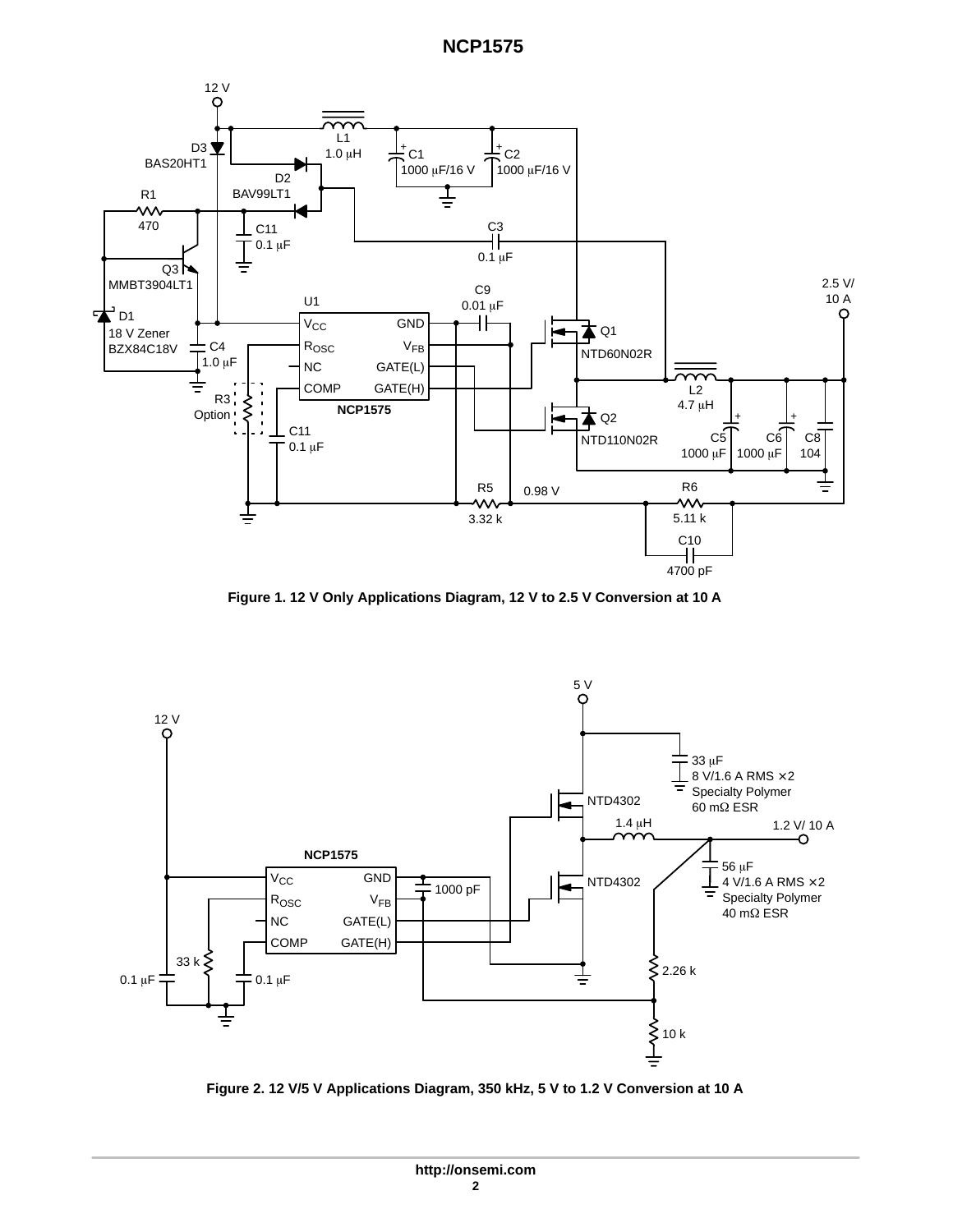Figure 1. 12 V Only Applications Diagram, 12 V to 2.5 V Conversion at 10 A

Figure 2. 12 V/5 V Applications Diagram, 350 kHz, 5 V to 1.2 V Conversion at 10 A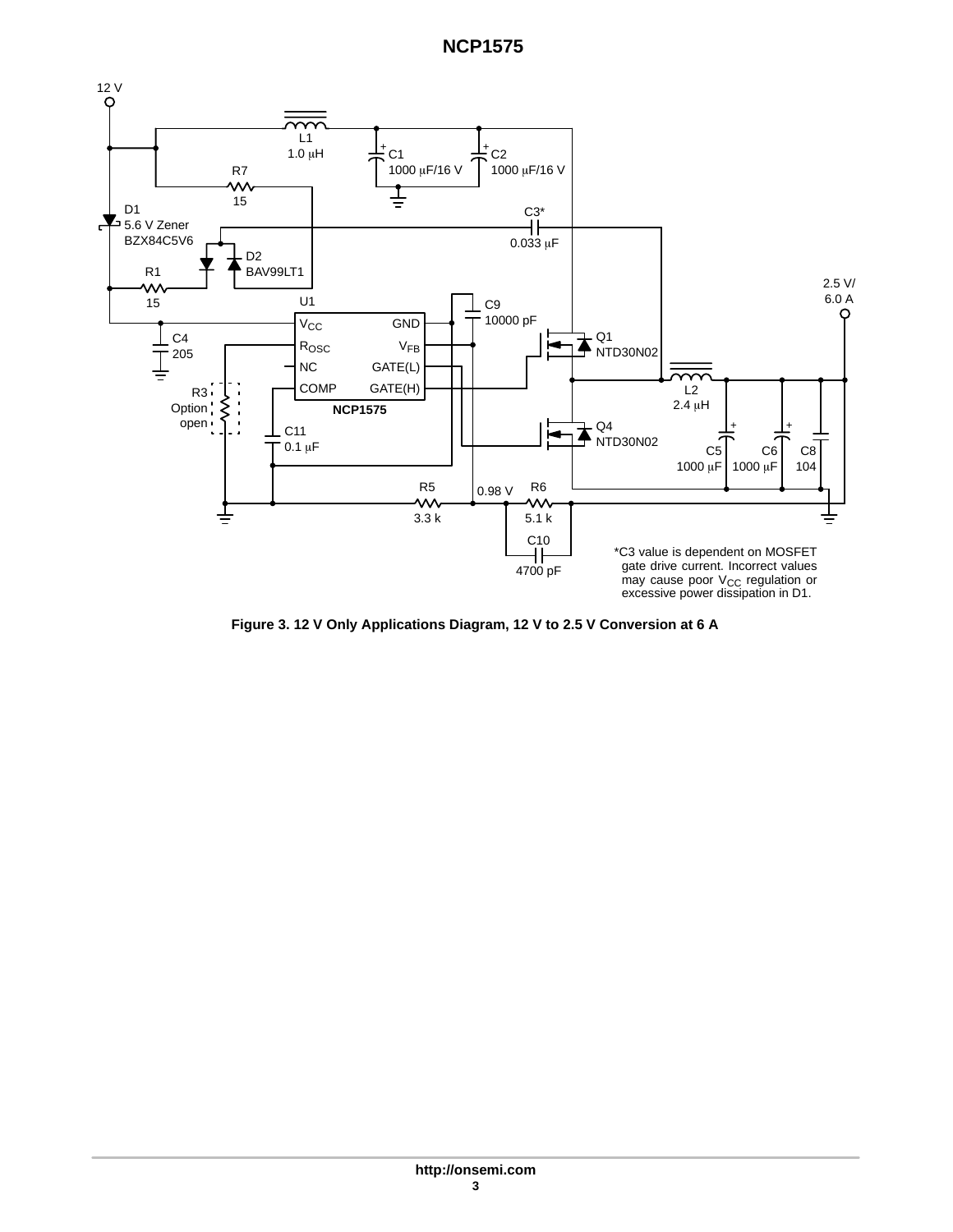*C3 value is dependent on MOSFET gate drive current. Incorrect values may cause poor $V_{CC}$ regulation or excessive power dissipation in D1.

**Figure 3. 12 V Only Applications Diagram, 12 V to 2.5 V Conversion at 6 A**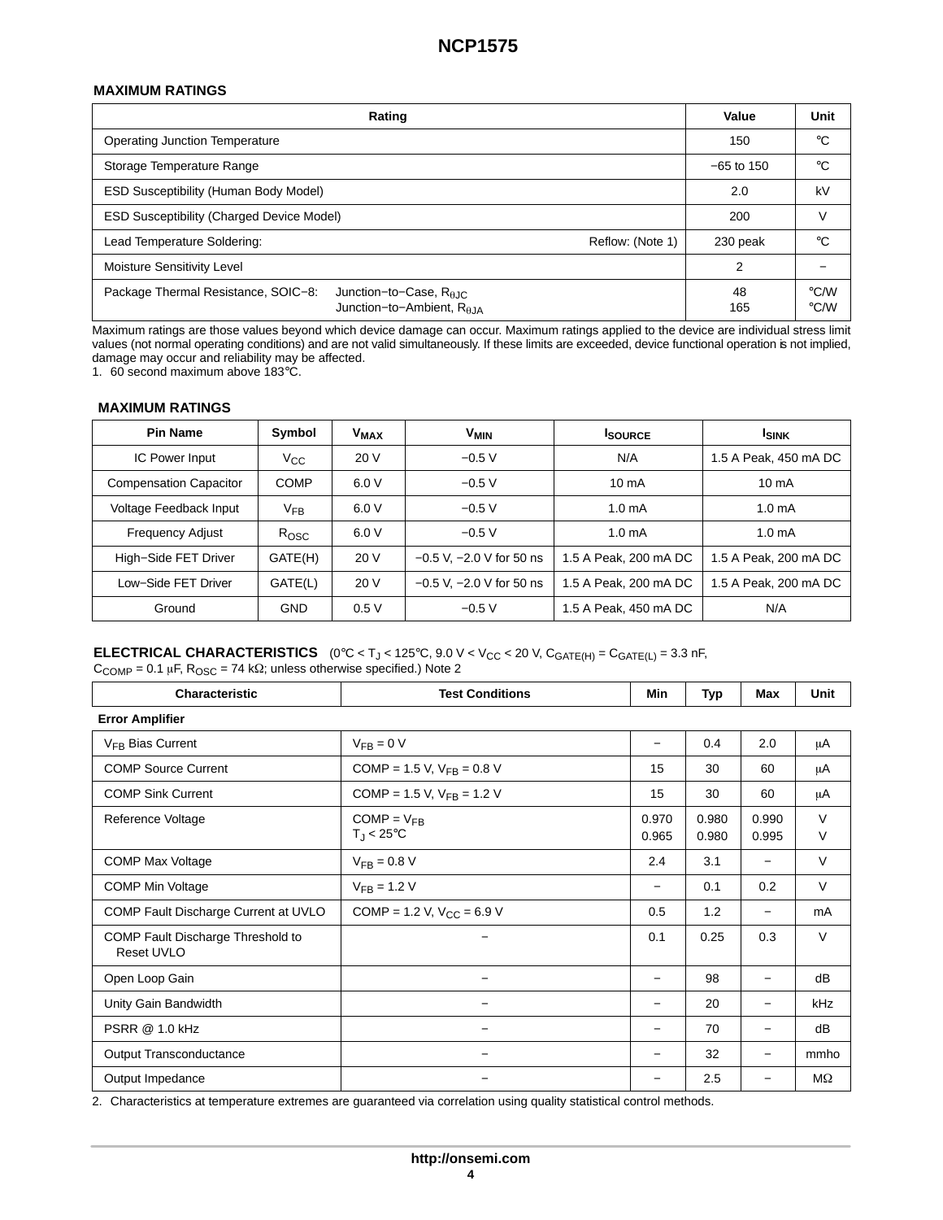## MAXIMUM RATINGS

| Rating | | Value | Unit |
|---|---|---|---|
| Operating Junction Temperature | | 150 | °C |
| Storage Temperature Range | | −65 to 150 | °C |
| ESD Susceptibility (Human Body Model) | | 2.0 | kV |
| ESD Susceptibility (Charged Device Model) | | 200 | V |
| Lead Temperature Soldering: | Reflow: (Note 1) | 230 peak | °C |
| Moisture Sensitivity Level | | 2 | − |
| Package Thermal Resistance, SOIC−8: | Junction−to−Case, $R_{\theta JC}$<br>Junction−to−Ambient, $R_{\theta JA}$ | 48<br>165 | °C/W<br>°C/W |

Maximum ratings are those values beyond which device damage can occur. Maximum ratings applied to the device are individual stress limit values (not normal operating conditions) and are not valid simultaneously. If these limits are exceeded, device functional operation is not implied, damage may occur and reliability may be affected.
1. 60 second maximum above 183°C.

## MAXIMUM RATINGS

| Pin Name | Symbol | $V_{MAX}$ | $V_{MIN}$ | $I_{SOURCE}$ | $I_{SINK}$ |
|---|---|---|---|---|---|
| IC Power Input | $V_{CC}$ | 20 V | −0.5 V | N/A | 1.5 A Peak, 450 mA DC |
| Compensation Capacitor | COMP | 6.0 V | −0.5 V | 10 mA | 10 mA |
| Voltage Feedback Input | $V_{FB}$ | 6.0 V | −0.5 V | 1.0 mA | 1.0 mA |
| Frequency Adjust | $R_{OSC}$ | 6.0 V | −0.5 V | 1.0 mA | 1.0 mA |
| High−Side FET Driver | GATE(H) | 20 V | −0.5 V, −2.0 V for 50 ns | 1.5 A Peak, 200 mA DC | 1.5 A Peak, 200 mA DC |
| Low−Side FET Driver | GATE(L) | 20 V | −0.5 V, −2.0 V for 50 ns | 1.5 A Peak, 200 mA DC | 1.5 A Peak, 200 mA DC |
| Ground | GND | 0.5 V | −0.5 V | 1.5 A Peak, 450 mA DC | N/A |

**ELECTRICAL CHARACTERISTICS** (0°C < $T_J$ < 125°C, 9.0 V < $V_{CC}$ < 20 V, $C_{GATE(H)}$ = $C_{GATE(L)}$ = 3.3 nF, $C_{COMP}$ = 0.1 μF, $R_{OSC}$ = 74 kΩ; unless otherwise specified.) Note 2

| Characteristic | Test Conditions | Min | Typ | Max | Unit |
|---|---|---|---|---|---|
| **Error Amplifier** | | | | | |
| $V_{FB}$ Bias Current | $V_{FB}$ = 0 V | − | 0.4 | 2.0 | μA |
| COMP Source Current | COMP = 1.5 V, $V_{FB}$ = 0.8 V | 15 | 30 | 60 | μA |
| COMP Sink Current | COMP = 1.5 V, $V_{FB}$ = 1.2 V | 15 | 30 | 60 | μA |
| Reference Voltage | COMP = $V_{FB}$<br>$T_J$ < 25°C | 0.970<br>0.965 | 0.980<br>0.980 | 0.990<br>0.995 | V<br>V |
| COMP Max Voltage | $V_{FB}$ = 0.8 V | 2.4 | 3.1 | − | V |
| COMP Min Voltage | $V_{FB}$ = 1.2 V | − | 0.1 | 0.2 | V |
| COMP Fault Discharge Current at UVLO | COMP = 1.2 V, $V_{CC}$ = 6.9 V | 0.5 | 1.2 | − | mA |
| COMP Fault Discharge Threshold to Reset UVLO | − | 0.1 | 0.25 | 0.3 | V |
| Open Loop Gain | − | − | 98 | − | dB |
| Unity Gain Bandwidth | − | − | 20 | − | kHz |
| PSRR @ 1.0 kHz | − | − | 70 | − | dB |
| Output Transconductance | − | − | 32 | − | mmho |
| Output Impedance | − | − | 2.5 | − | MΩ |

2. Characteristics at temperature extremes are guaranteed via correlation using quality statistical control methods.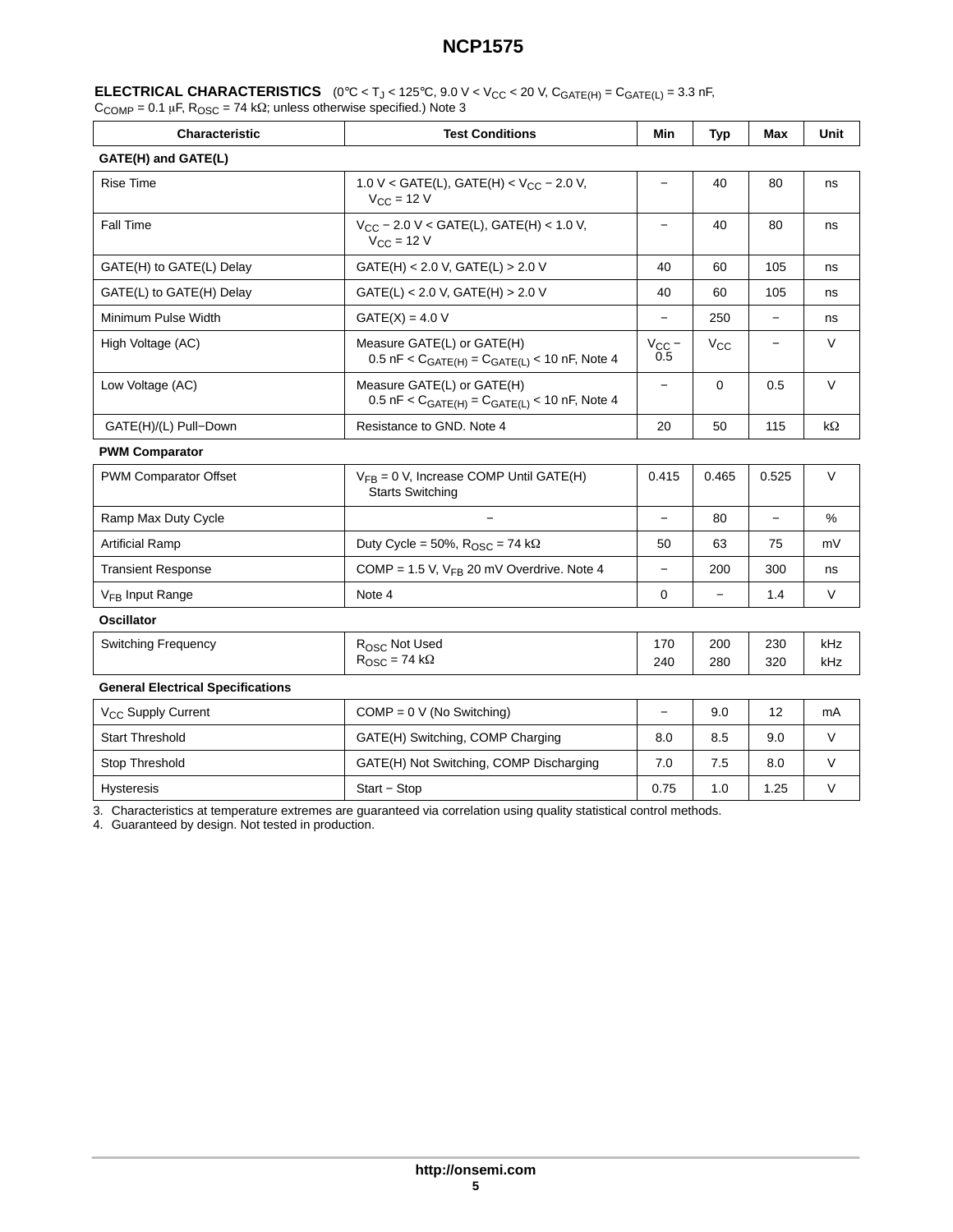**ELECTRICAL CHARACTERISTICS** (0°C < $T_J$ < 125°C, 9.0 V < $V_{CC}$ < 20 V, $C_{GATE(H)}$ = $C_{GATE(L)}$ = 3.3 nF, $C_{COMP}$ = 0.1 μF, $R_{OSC}$ = 74 kΩ; unless otherwise specified.) Note 3

| Characteristic | Test Conditions | Min | Typ | Max | Unit |
|---|---|---|---|---|---|
| **GATE(H) and GATE(L)** | | | | | |
| Rise Time | 1.0 V < GATE(L), GATE(H) < $V_{CC}$ − 2.0 V, $V_{CC}$ = 12 V | − | 40 | 80 | ns |
| Fall Time | $V_{CC}$ − 2.0 V < GATE(L), GATE(H) < 1.0 V, $V_{CC}$ = 12 V | − | 40 | 80 | ns |
| GATE(H) to GATE(L) Delay | GATE(H) < 2.0 V, GATE(L) > 2.0 V | 40 | 60 | 105 | ns |
| GATE(L) to GATE(H) Delay | GATE(L) < 2.0 V, GATE(H) > 2.0 V | 40 | 60 | 105 | ns |
| Minimum Pulse Width | GATE(X) = 4.0 V | − | 250 | − | ns |
| High Voltage (AC) | Measure GATE(L) or GATE(H) 0.5 nF < $C_{GATE(H)}$ = $C_{GATE(L)}$ < 10 nF, Note 4 | $V_{CC}$ − 0.5 | $V_{CC}$ | − | V |
| Low Voltage (AC) | Measure GATE(L) or GATE(H) 0.5 nF < $C_{GATE(H)}$ = $C_{GATE(L)}$ < 10 nF, Note 4 | − | 0 | 0.5 | V |
| GATE(H)/(L) Pull−Down | Resistance to GND. Note 4 | 20 | 50 | 115 | kΩ |
| **PWM Comparator** | | | | | |
| PWM Comparator Offset | $V_{FB}$ = 0 V, Increase COMP Until GATE(H) Starts Switching | 0.415 | 0.465 | 0.525 | V |
| Ramp Max Duty Cycle | − | − | 80 | − | % |
| Artificial Ramp | Duty Cycle = 50%, $R_{OSC}$ = 74 kΩ | 50 | 63 | 75 | mV |
| Transient Response | COMP = 1.5 V, $V_{FB}$ 20 mV Overdrive. Note 4 | − | 200 | 300 | ns |
| $V_{FB}$ Input Range | Note 4 | 0 | − | 1.4 | V |
| **Oscillator** | | | | | |
| Switching Frequency | $R_{OSC}$ Not Used<br>$R_{OSC}$ = 74 kΩ | 170<br>240 | 200<br>280 | 230<br>320 | kHz<br>kHz |
| **General Electrical Specifications** | | | | | |
| $V_{CC}$ Supply Current | COMP = 0 V (No Switching) | − | 9.0 | 12 | mA |
| Start Threshold | GATE(H) Switching, COMP Charging | 8.0 | 8.5 | 9.0 | V |
| Stop Threshold | GATE(H) Not Switching, COMP Discharging | 7.0 | 7.5 | 8.0 | V |
| Hysteresis | Start − Stop | 0.75 | 1.0 | 1.25 | V |

3. Characteristics at temperature extremes are guaranteed via correlation using quality statistical control methods.
4. Guaranteed by design. Not tested in production.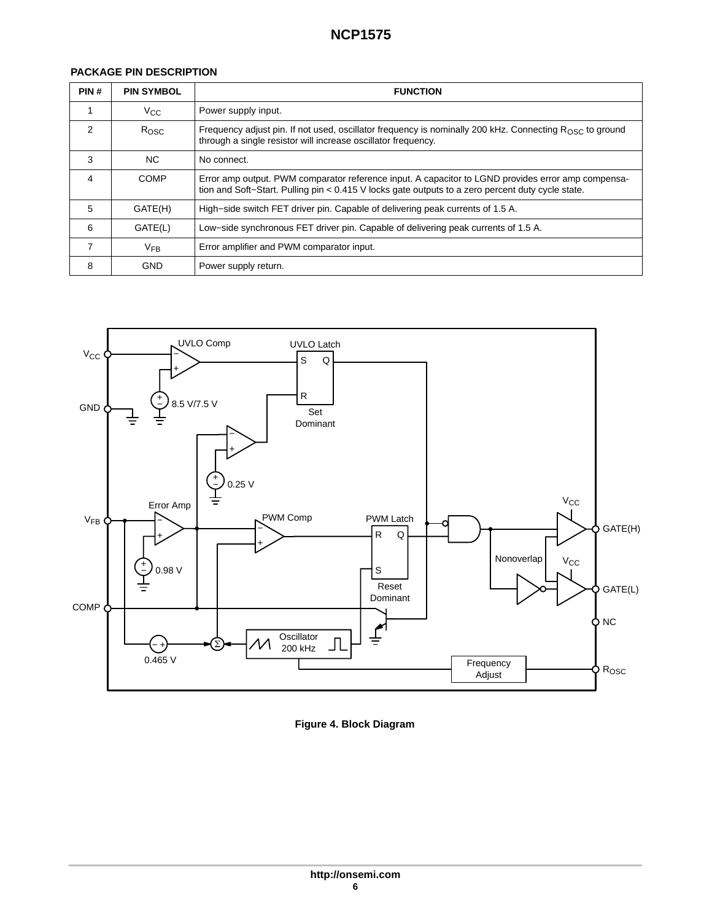## PACKAGE PIN DESCRIPTION

| PIN # | PIN SYMBOL | FUNCTION |
|---|---|---|
| 1 | $V_{CC}$ | Power supply input. |
| 2 | $R_{OSC}$ | Frequency adjust pin. If not used, oscillator frequency is nominally 200 kHz. Connecting $R_{OSC}$ to ground through a single resistor will increase oscillator frequency. |
| 3 | NC | No connect. |
| 4 | COMP | Error amp output. PWM comparator reference input. A capacitor to LGND provides error amp compensation and Soft−Start. Pulling pin < 0.415 V locks gate outputs to a zero percent duty cycle state. |
| 5 | GATE(H) | High−side switch FET driver pin. Capable of delivering peak currents of 1.5 A. |
| 6 | GATE(L) | Low−side synchronous FET driver pin. Capable of delivering peak currents of 1.5 A. |
| 7 | $V_{FB}$ | Error amplifier and PWM comparator input. |
| 8 | GND | Power supply return. |

**Figure 4. Block Diagram**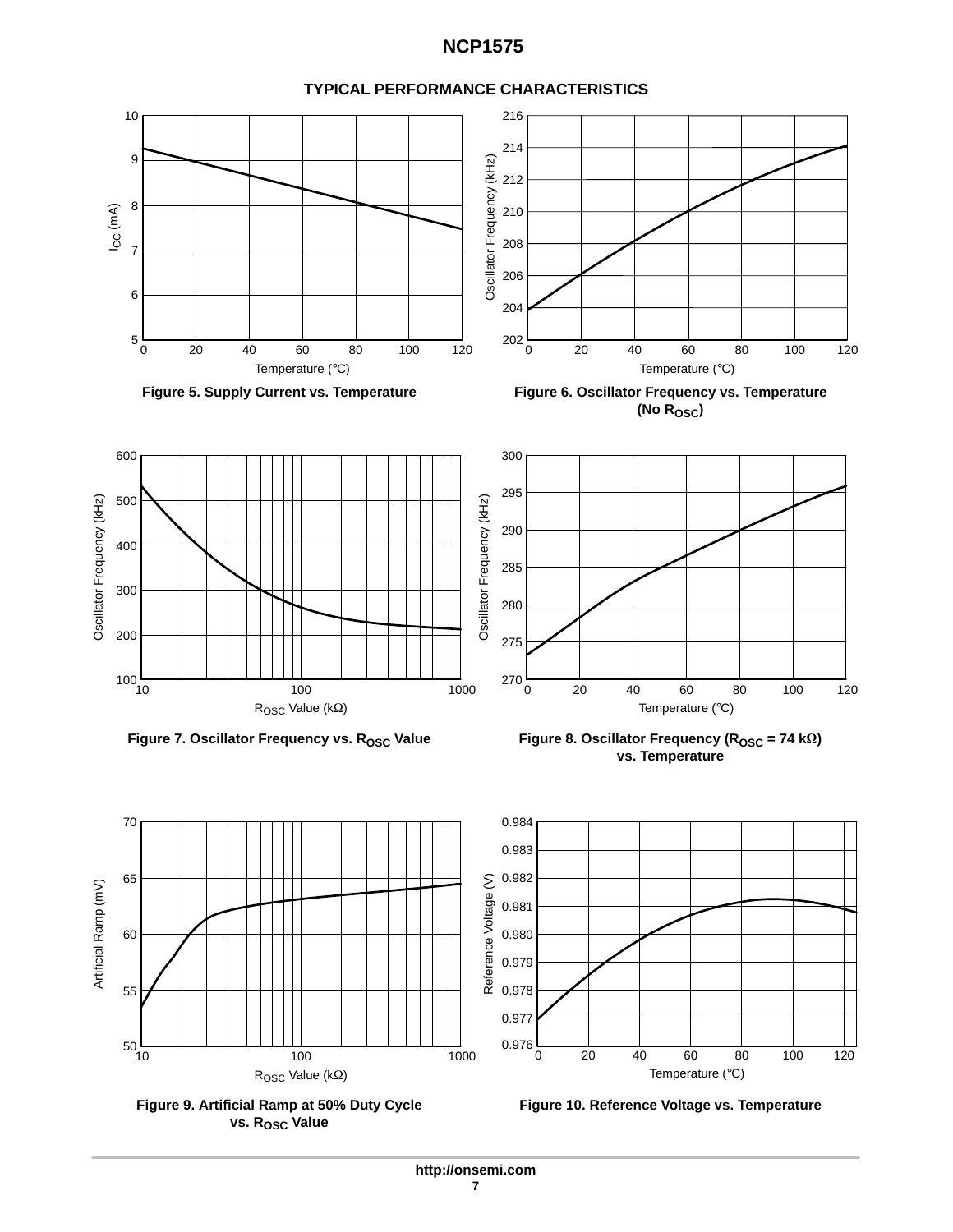## TYPICAL PERFORMANCE CHARACTERISTICS

**Figure 5. Supply Current vs. Temperature**

**Figure 6. Oscillator Frequency vs. Temperature (No $R_{OSC}$)**

**Figure 7. Oscillator Frequency vs. $R_{OSC}$ Value**

**Figure 8. Oscillator Frequency ($R_{OSC}$ = 74 kΩ) vs. Temperature**

**Figure 9. Artificial Ramp at 50% Duty Cycle vs. $R_{OSC}$ Value**

**Figure 10. Reference Voltage vs. Temperature**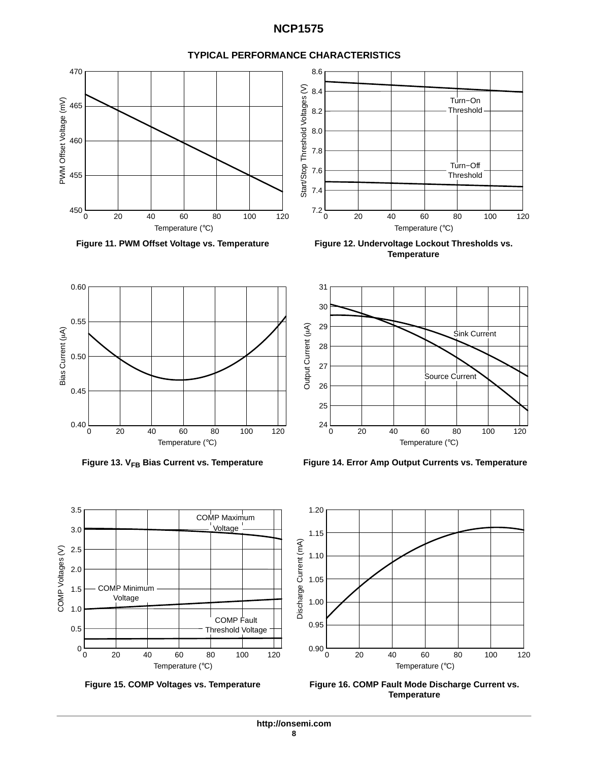## TYPICAL PERFORMANCE CHARACTERISTICS

Figure 11. PWM Offset Voltage vs. Temperature

Figure 12. Undervoltage Lockout Thresholds vs. Temperature

Figure 13. $V_{FB}$ Bias Current vs. Temperature

Figure 14. Error Amp Output Currents vs. Temperature

Figure 15. COMP Voltages vs. Temperature

Figure 16. COMP Fault Mode Discharge Current vs. Temperature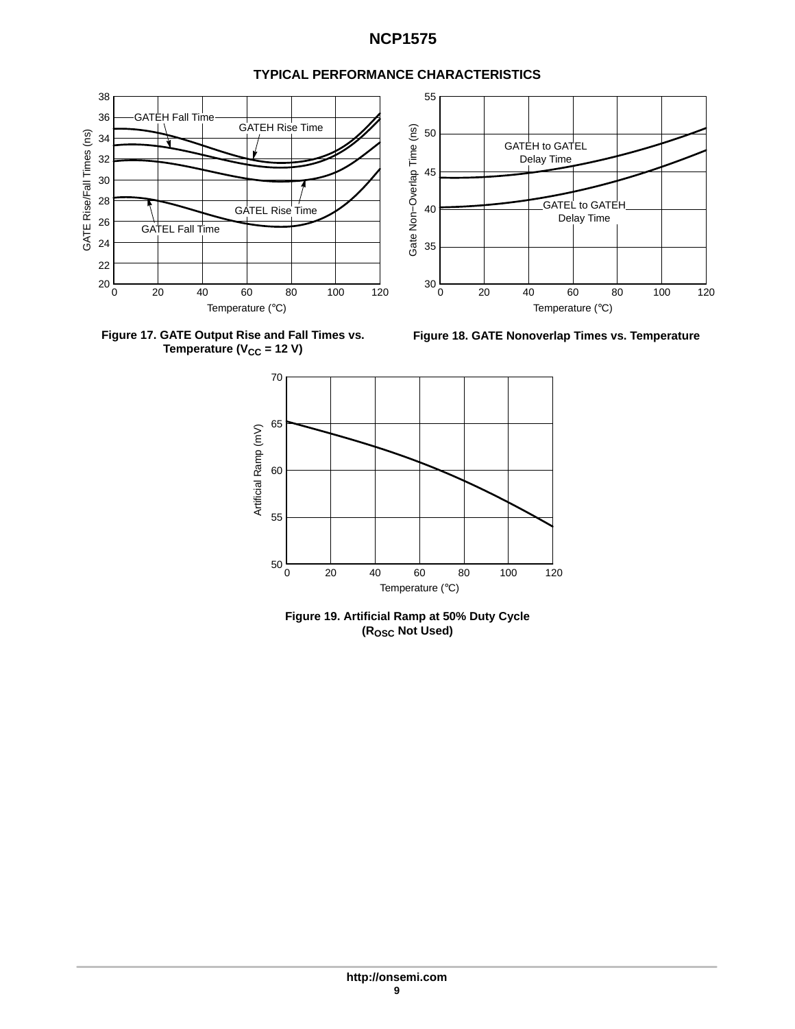## TYPICAL PERFORMANCE CHARACTERISTICS

**Figure 17. GATE Output Rise and Fall Times vs. Temperature ($V_{CC}$ = 12 V)**

**Figure 18. GATE Nonoverlap Times vs. Temperature**

**Figure 19. Artificial Ramp at 50% Duty Cycle ($R_{OSC}$ Not Used)**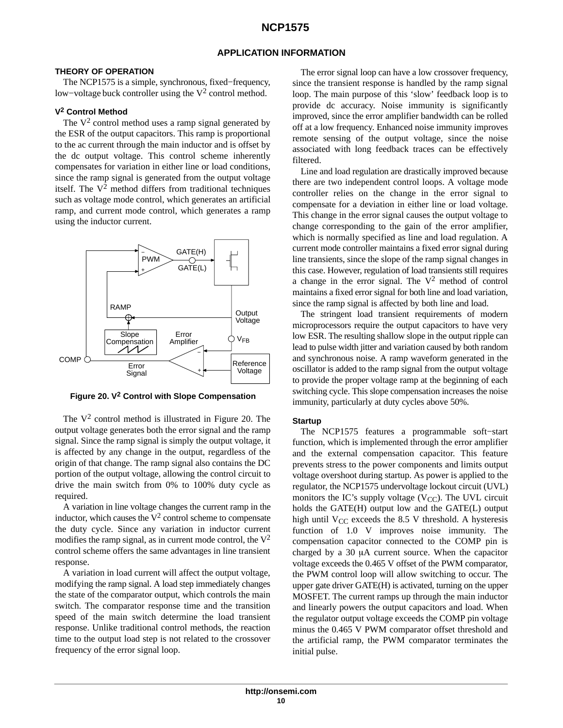## APPLICATION INFORMATION

### THEORY OF OPERATION

The NCP1575 is a simple, synchronous, fixed−frequency, low−voltage buck controller using the $V^2$ control method.

#### $V^2$ Control Method

The $V^2$ control method uses a ramp signal generated by the ESR of the output capacitors. This ramp is proportional to the ac current through the main inductor and is offset by the dc output voltage. This control scheme inherently compensates for variation in either line or load conditions, since the ramp signal is generated from the output voltage itself. The $V^2$ method differs from traditional techniques such as voltage mode control, which generates an artificial ramp, and current mode control, which generates a ramp using the inductor current.

**Figure 20. $V^2$ Control with Slope Compensation**

The $V^2$ control method is illustrated in Figure 20. The output voltage generates both the error signal and the ramp signal. Since the ramp signal is simply the output voltage, it is affected by any change in the output, regardless of the origin of that change. The ramp signal also contains the DC portion of the output voltage, allowing the control circuit to drive the main switch from 0% to 100% duty cycle as required.

A variation in line voltage changes the current ramp in the inductor, which causes the $V^2$ control scheme to compensate the duty cycle. Since any variation in inductor current modifies the ramp signal, as in current mode control, the $V^2$ control scheme offers the same advantages in line transient response.

A variation in load current will affect the output voltage, modifying the ramp signal. A load step immediately changes the state of the comparator output, which controls the main switch. The comparator response time and the transition speed of the main switch determine the load transient response. Unlike traditional control methods, the reaction time to the output load step is not related to the crossover frequency of the error signal loop.

The error signal loop can have a low crossover frequency, since the transient response is handled by the ramp signal loop. The main purpose of this 'slow' feedback loop is to provide dc accuracy. Noise immunity is significantly improved, since the error amplifier bandwidth can be rolled off at a low frequency. Enhanced noise immunity improves remote sensing of the output voltage, since the noise associated with long feedback traces can be effectively filtered.

Line and load regulation are drastically improved because there are two independent control loops. A voltage mode controller relies on the change in the error signal to compensate for a deviation in either line or load voltage. This change in the error signal causes the output voltage to change corresponding to the gain of the error amplifier, which is normally specified as line and load regulation. A current mode controller maintains a fixed error signal during line transients, since the slope of the ramp signal changes in this case. However, regulation of load transients still requires a change in the error signal. The $V^2$ method of control maintains a fixed error signal for both line and load variation, since the ramp signal is affected by both line and load.

The stringent load transient requirements of modern microprocessors require the output capacitors to have very low ESR. The resulting shallow slope in the output ripple can lead to pulse width jitter and variation caused by both random and synchronous noise. A ramp waveform generated in the oscillator is added to the ramp signal from the output voltage to provide the proper voltage ramp at the beginning of each switching cycle. This slope compensation increases the noise immunity, particularly at duty cycles above 50%.

#### Startup

The NCP1575 features a programmable soft−start function, which is implemented through the error amplifier and the external compensation capacitor. This feature prevents stress to the power components and limits output voltage overshoot during startup. As power is applied to the regulator, the NCP1575 undervoltage lockout circuit (UVL) monitors the IC's supply voltage ($V_{CC}$). The UVL circuit holds the GATE(H) output low and the GATE(L) output high until $V_{CC}$ exceeds the 8.5 V threshold. A hysteresis function of 1.0 V improves noise immunity. The compensation capacitor connected to the COMP pin is charged by a 30 μA current source. When the capacitor voltage exceeds the 0.465 V offset of the PWM comparator, the PWM control loop will allow switching to occur. The upper gate driver GATE(H) is activated, turning on the upper MOSFET. The current ramps up through the main inductor and linearly powers the output capacitors and load. When the regulator output voltage exceeds the COMP pin voltage minus the 0.465 V PWM comparator offset threshold and the artificial ramp, the PWM comparator terminates the initial pulse.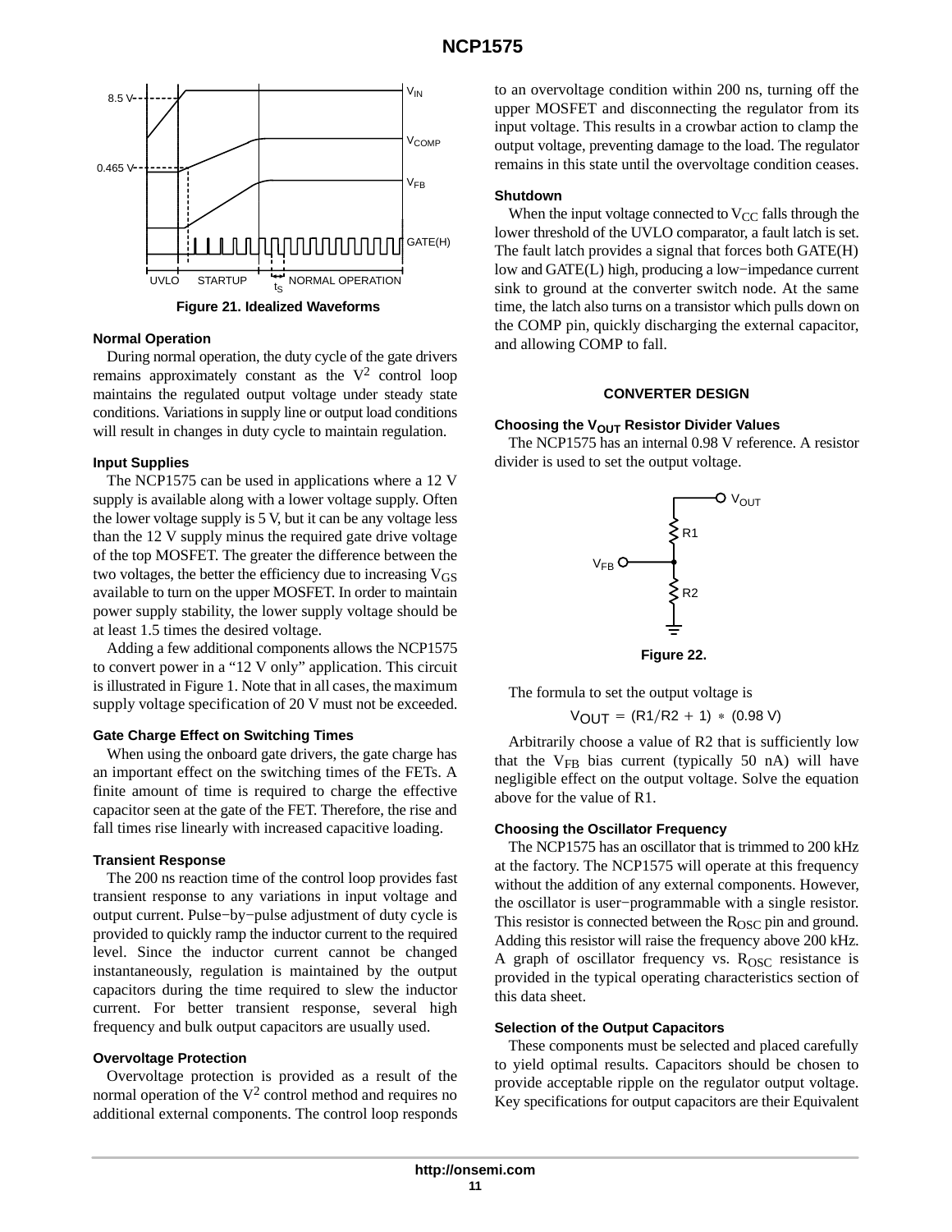Figure 21. Idealized Waveforms

### Normal Operation

During normal operation, the duty cycle of the gate drivers remains approximately constant as the $V^2$ control loop maintains the regulated output voltage under steady state conditions. Variations in supply line or output load conditions will result in changes in duty cycle to maintain regulation.

### Input Supplies

The NCP1575 can be used in applications where a 12 V supply is available along with a lower voltage supply. Often the lower voltage supply is 5 V, but it can be any voltage less than the 12 V supply minus the required gate drive voltage of the top MOSFET. The greater the difference between the two voltages, the better the efficiency due to increasing $V_{GS}$ available to turn on the upper MOSFET. In order to maintain power supply stability, the lower supply voltage should be at least 1.5 times the desired voltage.

Adding a few additional components allows the NCP1575 to convert power in a “12 V only” application. This circuit is illustrated in Figure 1. Note that in all cases, the maximum supply voltage specification of 20 V must not be exceeded.

### Gate Charge Effect on Switching Times

When using the onboard gate drivers, the gate charge has an important effect on the switching times of the FETs. A finite amount of time is required to charge the effective capacitor seen at the gate of the FET. Therefore, the rise and fall times rise linearly with increased capacitive loading.

### Transient Response

The 200 ns reaction time of the control loop provides fast transient response to any variations in input voltage and output current. Pulse−by−pulse adjustment of duty cycle is provided to quickly ramp the inductor current to the required level. Since the inductor current cannot be changed instantaneously, regulation is maintained by the output capacitors during the time required to slew the inductor current. For better transient response, several high frequency and bulk output capacitors are usually used.

### Overvoltage Protection

Overvoltage protection is provided as a result of the normal operation of the $V^2$ control method and requires no additional external components. The control loop responds to an overvoltage condition within 200 ns, turning off the upper MOSFET and disconnecting the regulator from its input voltage. This results in a crowbar action to clamp the output voltage, preventing damage to the load. The regulator remains in this state until the overvoltage condition ceases.

### Shutdown

When the input voltage connected to $V_{CC}$ falls through the lower threshold of the UVLO comparator, a fault latch is set. The fault latch provides a signal that forces both GATE(H) low and GATE(L) high, producing a low−impedance current sink to ground at the converter switch node. At the same time, the latch also turns on a transistor which pulls down on the COMP pin, quickly discharging the external capacitor, and allowing COMP to fall.

## CONVERTER DESIGN

### Choosing the $V_{OUT}$ Resistor Divider Values

The NCP1575 has an internal 0.98 V reference. A resistor divider is used to set the output voltage.

Figure 22.

The formula to set the output voltage is

$$V_{OUT} = (R1/R2 + 1) * (0.98\ V)$$

Arbitrarily choose a value of R2 that is sufficiently low that the $V_{FB}$ bias current (typically 50 nA) will have negligible effect on the output voltage. Solve the equation above for the value of R1.

### Choosing the Oscillator Frequency

The NCP1575 has an oscillator that is trimmed to 200 kHz at the factory. The NCP1575 will operate at this frequency without the addition of any external components. However, the oscillator is user−programmable with a single resistor. This resistor is connected between the $R_{OSC}$ pin and ground. Adding this resistor will raise the frequency above 200 kHz. A graph of oscillator frequency vs. $R_{OSC}$ resistance is provided in the typical operating characteristics section of this data sheet.

### Selection of the Output Capacitors

These components must be selected and placed carefully to yield optimal results. Capacitors should be chosen to provide acceptable ripple on the regulator output voltage. Key specifications for output capacitors are their Equivalent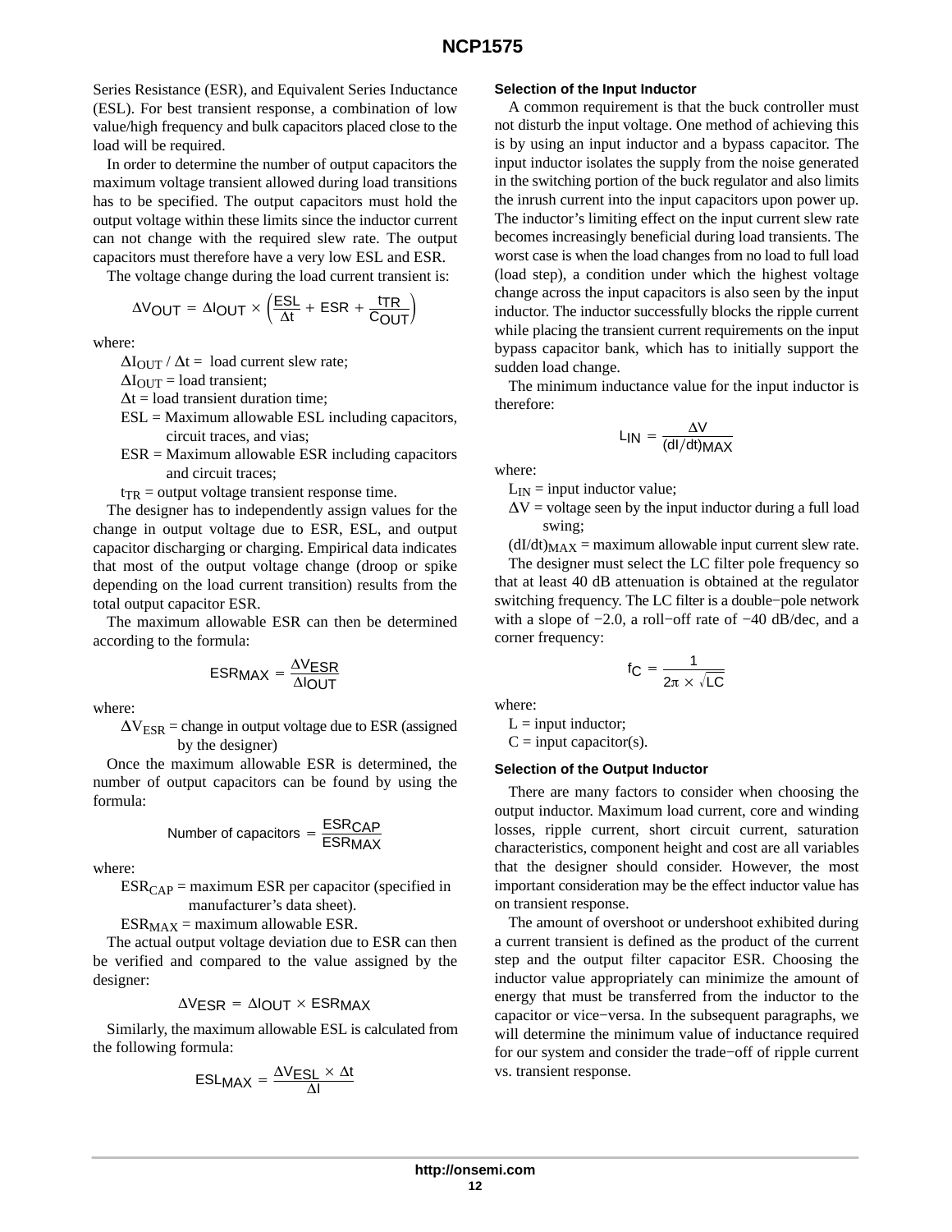Series Resistance (ESR), and Equivalent Series Inductance (ESL). For best transient response, a combination of low value/high frequency and bulk capacitors placed close to the load will be required.

In order to determine the number of output capacitors the maximum voltage transient allowed during load transitions has to be specified. The output capacitors must hold the output voltage within these limits since the inductor current can not change with the required slew rate. The output capacitors must therefore have a very low ESL and ESR.

The voltage change during the load current transient is:

$$\Delta V_{OUT} = \Delta I_{OUT} \times \left( \frac{ESL}{\Delta t} + ESR + \frac{t_{TR}}{C_{OUT}} \right)$$

where:

$\Delta I_{OUT} / \Delta t$ = load current slew rate;

$\Delta I_{OUT}$ = load transient;

$\Delta t$ = load transient duration time;

ESL = Maximum allowable ESL including capacitors, circuit traces, and vias;

ESR = Maximum allowable ESR including capacitors and circuit traces;

$t_{TR}$ = output voltage transient response time.

The designer has to independently assign values for the change in output voltage due to ESR, ESL, and output capacitor discharging or charging. Empirical data indicates that most of the output voltage change (droop or spike depending on the load current transition) results from the total output capacitor ESR.

The maximum allowable ESR can then be determined according to the formula:

$$ESR_{MAX} = \frac{\Delta V_{ESR}}{\Delta I_{OUT}}$$

where:

$\Delta V_{ESR}$ = change in output voltage due to ESR (assigned by the designer)

Once the maximum allowable ESR is determined, the number of output capacitors can be found by using the formula:

$$\text{Number of capacitors} = \frac{ESR_{CAP}}{ESR_{MAX}}$$

where:

$ESR_{CAP}$ = maximum ESR per capacitor (specified in manufacturer's data sheet).

$ESR_{MAX}$ = maximum allowable ESR.

The actual output voltage deviation due to ESR can then be verified and compared to the value assigned by the designer:

$$\Delta V_{ESR} = \Delta I_{OUT} \times ESR_{MAX}$$

Similarly, the maximum allowable ESL is calculated from the following formula:

$$ESL_{MAX} = \frac{\Delta V_{ESL} \times \Delta t}{\Delta I}$$

### Selection of the Input Inductor

A common requirement is that the buck controller must not disturb the input voltage. One method of achieving this is by using an input inductor and a bypass capacitor. The input inductor isolates the supply from the noise generated in the switching portion of the buck regulator and also limits the inrush current into the input capacitors upon power up. The inductor's limiting effect on the input current slew rate becomes increasingly beneficial during load transients. The worst case is when the load changes from no load to full load (load step), a condition under which the highest voltage change across the input capacitors is also seen by the input inductor. The inductor successfully blocks the ripple current while placing the transient current requirements on the input bypass capacitor bank, which has to initially support the sudden load change.

The minimum inductance value for the input inductor is therefore:

$$L_{IN} = \frac{\Delta V}{(dI/dt)_{MAX}}$$

where:

$L_{IN}$ = input inductor value;

$\Delta V$ = voltage seen by the input inductor during a full load swing;

$(dI/dt)_{MAX}$ = maximum allowable input current slew rate.

The designer must select the LC filter pole frequency so that at least 40 dB attenuation is obtained at the regulator switching frequency. The LC filter is a double−pole network with a slope of −2.0, a roll−off rate of −40 dB/dec, and a corner frequency:

$$f_C = \frac{1}{2\pi \times \sqrt{LC}}$$

where:

L = input inductor;

C = input capacitor(s).

### Selection of the Output Inductor

There are many factors to consider when choosing the output inductor. Maximum load current, core and winding losses, ripple current, short circuit current, saturation characteristics, component height and cost are all variables that the designer should consider. However, the most important consideration may be the effect inductor value has on transient response.

The amount of overshoot or undershoot exhibited during a current transient is defined as the product of the current step and the output filter capacitor ESR. Choosing the inductor value appropriately can minimize the amount of energy that must be transferred from the inductor to the capacitor or vice−versa. In the subsequent paragraphs, we will determine the minimum value of inductance required for our system and consider the trade−off of ripple current vs. transient response.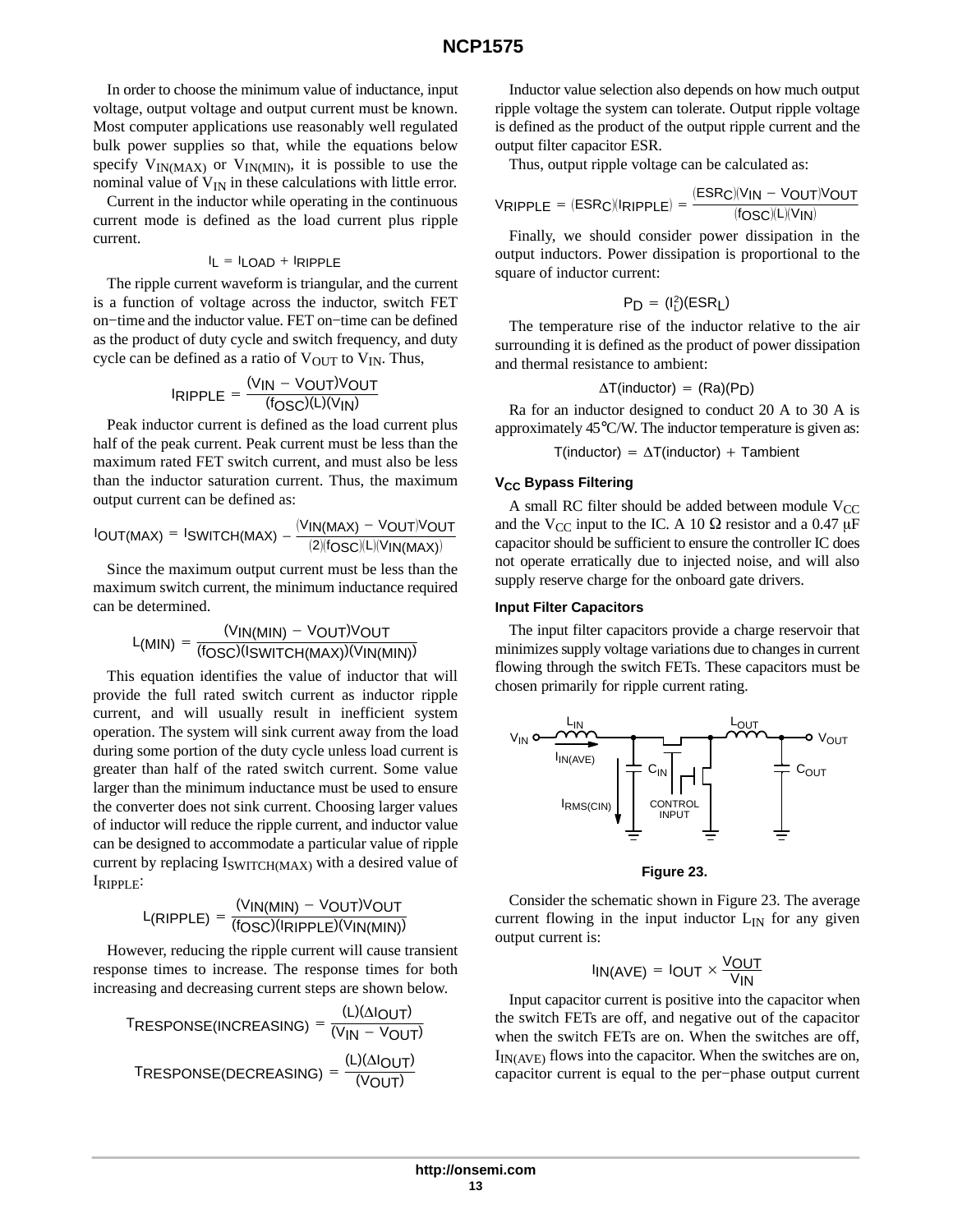In order to choose the minimum value of inductance, input voltage, output voltage and output current must be known. Most computer applications use reasonably well regulated bulk power supplies so that, while the equations below specify $V_{IN(MAX)}$ or $V_{IN(MIN)}$, it is possible to use the nominal value of $V_{IN}$ in these calculations with little error.

Current in the inductor while operating in the continuous current mode is defined as the load current plus ripple current.

$$I_L = I_{LOAD} + I_{RIPPLE}$$

The ripple current waveform is triangular, and the current is a function of voltage across the inductor, switch FET on−time and the inductor value. FET on−time can be defined as the product of duty cycle and switch frequency, and duty cycle can be defined as a ratio of $V_{OUT}$ to $V_{IN}$. Thus,

$$I_{RIPPLE} = \frac{(V_{IN} - V_{OUT})V_{OUT}}{(f_{OSC})(L)(V_{IN})}$$

Peak inductor current is defined as the load current plus half of the peak current. Peak current must be less than the maximum rated FET switch current, and must also be less than the inductor saturation current. Thus, the maximum output current can be defined as:

$$I_{OUT(MAX)} = I_{SWITCH(MAX)} - \frac{(V_{IN(MAX)} - V_{OUT})V_{OUT}}{(2)(f_{OSC})(L)(V_{IN(MAX)})}$$

Since the maximum output current must be less than the maximum switch current, the minimum inductance required can be determined.

$$L_{(MIN)} = \frac{(V_{IN(MIN)} - V_{OUT})V_{OUT}}{(f_{OSC})(I_{SWITCH(MAX)})(V_{IN(MIN)})}$$

This equation identifies the value of inductor that will provide the full rated switch current as inductor ripple current, and will usually result in inefficient system operation. The system will sink current away from the load during some portion of the duty cycle unless load current is greater than half of the rated switch current. Some value larger than the minimum inductance must be used to ensure the converter does not sink current. Choosing larger values of inductor will reduce the ripple current, and inductor value can be designed to accommodate a particular value of ripple current by replacing $I_{SWITCH(MAX)}$ with a desired value of $I_{RIPPLE}$:

$$L_{(RIPPLE)} = \frac{(V_{IN(MIN)} - V_{OUT})V_{OUT}}{(f_{OSC})(I_{RIPPLE})(V_{IN(MIN)})}$$

However, reducing the ripple current will cause transient response times to increase. The response times for both increasing and decreasing current steps are shown below.

$$T_{RESPONSE(INCREASING)} = \frac{(L)(\Delta I_{OUT})}{(V_{IN} - V_{OUT})}$$

$$T_{RESPONSE(DECREASING)} = \frac{(L)(\Delta I_{OUT})}{(V_{OUT})}$$

Inductor value selection also depends on how much output ripple voltage the system can tolerate. Output ripple voltage is defined as the product of the output ripple current and the output filter capacitor ESR.

Thus, output ripple voltage can be calculated as:

$$V_{RIPPLE} = (ESR_C)(I_{RIPPLE}) = \frac{(ESR_C)(V_{IN} - V_{OUT})V_{OUT}}{(f_{OSC})(L)(V_{IN})}$$

Finally, we should consider power dissipation in the output inductors. Power dissipation is proportional to the square of inductor current:

$$P_D = (I_L^2)(ESR_L)$$

The temperature rise of the inductor relative to the air surrounding it is defined as the product of power dissipation and thermal resistance to ambient:

$$\Delta T(\text{inductor}) = (Ra)(P_D)$$

Ra for an inductor designed to conduct 20 A to 30 A is approximately 45°C/W. The inductor temperature is given as:

$$T(\text{inductor}) = \Delta T(\text{inductor}) + T\text{ambient}$$

### $V_{CC}$ Bypass Filtering

A small RC filter should be added between module $V_{CC}$ and the $V_{CC}$ input to the IC. A 10 Ω resistor and a 0.47 μF capacitor should be sufficient to ensure the controller IC does not operate erratically due to injected noise, and will also supply reserve charge for the onboard gate drivers.

### Input Filter Capacitors

The input filter capacitors provide a charge reservoir that minimizes supply voltage variations due to changes in current flowing through the switch FETs. These capacitors must be chosen primarily for ripple current rating.

Figure 23.

Consider the schematic shown in Figure 23. The average current flowing in the input inductor $L_{IN}$ for any given output current is:

$$I_{IN(AVE)} = I_{OUT} \times \frac{V_{OUT}}{V_{IN}}$$

Input capacitor current is positive into the capacitor when the switch FETs are off, and negative out of the capacitor when the switch FETs are on. When the switches are off, $I_{IN(AVE)}$ flows into the capacitor. When the switches are on, capacitor current is equal to the per−phase output current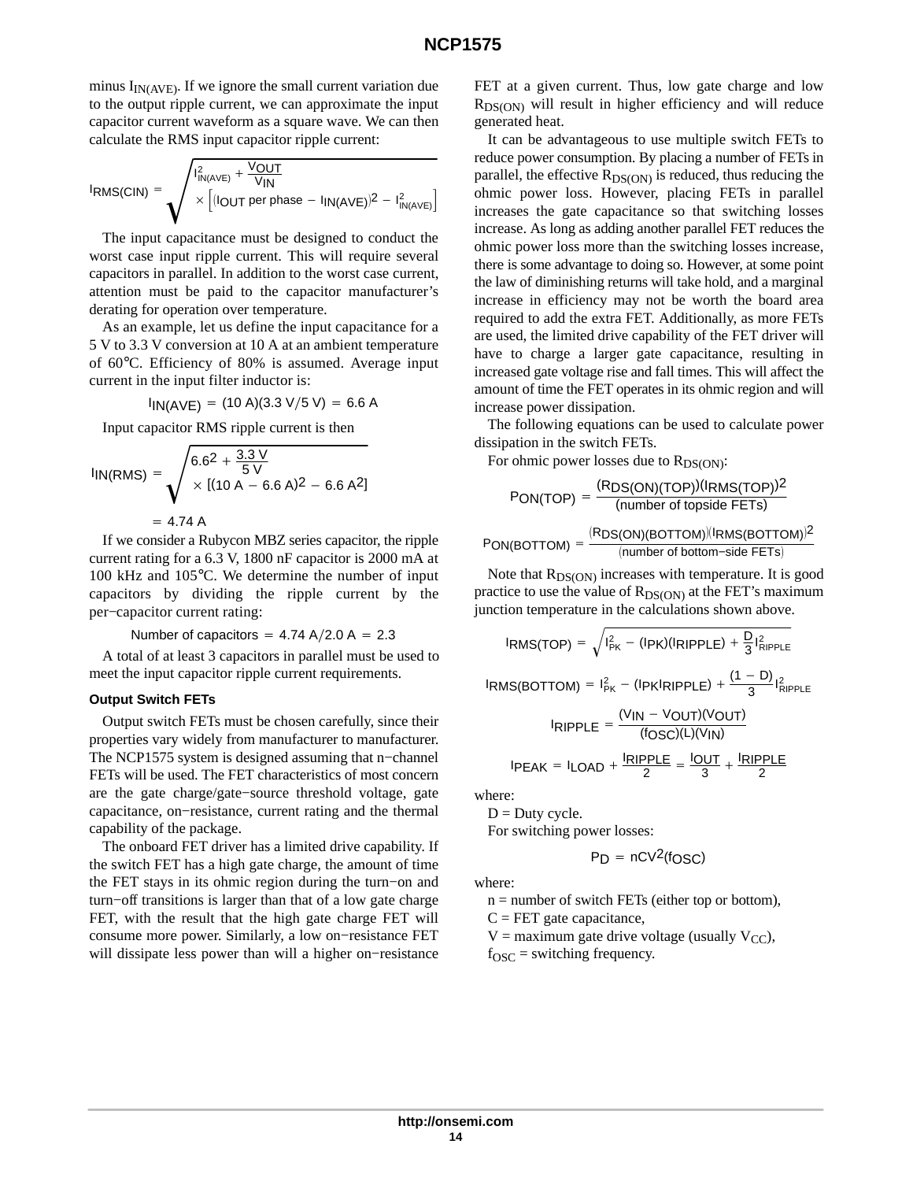minus $I_{IN(AVE)}$. If we ignore the small current variation due to the output ripple current, we can approximate the input capacitor current waveform as a square wave. We can then calculate the RMS input capacitor ripple current:

$$I_{RMS(CIN)} = \sqrt{I^2_{IN(AVE)} + \frac{V_{OUT}}{V_{IN}} \times \left[\left(I_{OUT\ per\ phase} - I_{IN(AVE)}\right)^2 - I^2_{IN(AVE)}\right]}$$

The input capacitance must be designed to conduct the worst case input ripple current. This will require several capacitors in parallel. In addition to the worst case current, attention must be paid to the capacitor manufacturer's derating for operation over temperature.

As an example, let us define the input capacitance for a 5 V to 3.3 V conversion at 10 A at an ambient temperature of 60°C. Efficiency of 80% is assumed. Average input current in the input filter inductor is:

$$I_{IN(AVE)} = (10\ A)(3.3\ V/5\ V) = 6.6\ A$$

Input capacitor RMS ripple current is then

$$I_{IN(RMS)} = \sqrt{6.6^2 + \frac{3.3\ V}{5\ V} \times [(10\ A - 6.6\ A)^2 - 6.6\ A^2]}$$

$$= 4.74\ A$$

If we consider a Rubycon MBZ series capacitor, the ripple current rating for a 6.3 V, 1800 nF capacitor is 2000 mA at 100 kHz and 105°C. We determine the number of input capacitors by dividing the ripple current by the per−capacitor current rating:

$$\text{Number of capacitors} = 4.74\ A/2.0\ A = 2.3$$

A total of at least 3 capacitors in parallel must be used to meet the input capacitor ripple current requirements.

### Output Switch FETs

Output switch FETs must be chosen carefully, since their properties vary widely from manufacturer to manufacturer. The NCP1575 system is designed assuming that n−channel FETs will be used. The FET characteristics of most concern are the gate charge/gate−source threshold voltage, gate capacitance, on−resistance, current rating and the thermal capability of the package.

The onboard FET driver has a limited drive capability. If the switch FET has a high gate charge, the amount of time the FET stays in its ohmic region during the turn−on and turn−off transitions is larger than that of a low gate charge FET, with the result that the high gate charge FET will consume more power. Similarly, a low on−resistance FET will dissipate less power than will a higher on−resistance FET at a given current. Thus, low gate charge and low $R_{DS(ON)}$ will result in higher efficiency and will reduce generated heat.

It can be advantageous to use multiple switch FETs to reduce power consumption. By placing a number of FETs in parallel, the effective $R_{DS(ON)}$ is reduced, thus reducing the ohmic power loss. However, placing FETs in parallel increases the gate capacitance so that switching losses increase. As long as adding another parallel FET reduces the ohmic power loss more than the switching losses increase, there is some advantage to doing so. However, at some point the law of diminishing returns will take hold, and a marginal increase in efficiency may not be worth the board area required to add the extra FET. Additionally, as more FETs are used, the limited drive capability of the FET driver will have to charge a larger gate capacitance, resulting in increased gate voltage rise and fall times. This will affect the amount of time the FET operates in its ohmic region and will increase power dissipation.

The following equations can be used to calculate power dissipation in the switch FETs.

For ohmic power losses due to $R_{DS(ON)}$:

$$P_{ON(TOP)} = \frac{(R_{DS(ON)(TOP)})(I_{RMS(TOP)})^2}{(\text{number of topside FETs})}$$

$$P_{ON(BOTTOM)} = \frac{(R_{DS(ON)(BOTTOM)})(I_{RMS(BOTTOM)})^2}{(\text{number of bottom−side FETs})}$$

Note that $R_{DS(ON)}$ increases with temperature. It is good practice to use the value of $R_{DS(ON)}$ at the FET's maximum junction temperature in the calculations shown above.

$$I_{RMS(TOP)} = \sqrt{I^2_{PK} - (I_{PK})(I_{RIPPLE}) + \frac{D}{3} I^2_{RIPPLE}}$$

$$I_{RMS(BOTTOM)} = I^2_{PK} - (I_{PK} I_{RIPPLE}) + \frac{(1 - D)}{3} I^2_{RIPPLE}$$

$$I_{RIPPLE} = \frac{(V_{IN} - V_{OUT})(V_{OUT})}{(f_{OSC})(L)(V_{IN})}$$

$$I_{PEAK} = I_{LOAD} + \frac{I_{RIPPLE}}{2} = \frac{I_{OUT}}{3} + \frac{I_{RIPPLE}}{2}$$

where:

D = Duty cycle.

For switching power losses:

$$P_D = nCV^2(f_{OSC})$$

where:

n = number of switch FETs (either top or bottom),

C = FET gate capacitance,

V = maximum gate drive voltage (usually $V_{CC}$),

$f_{OSC}$ = switching frequency.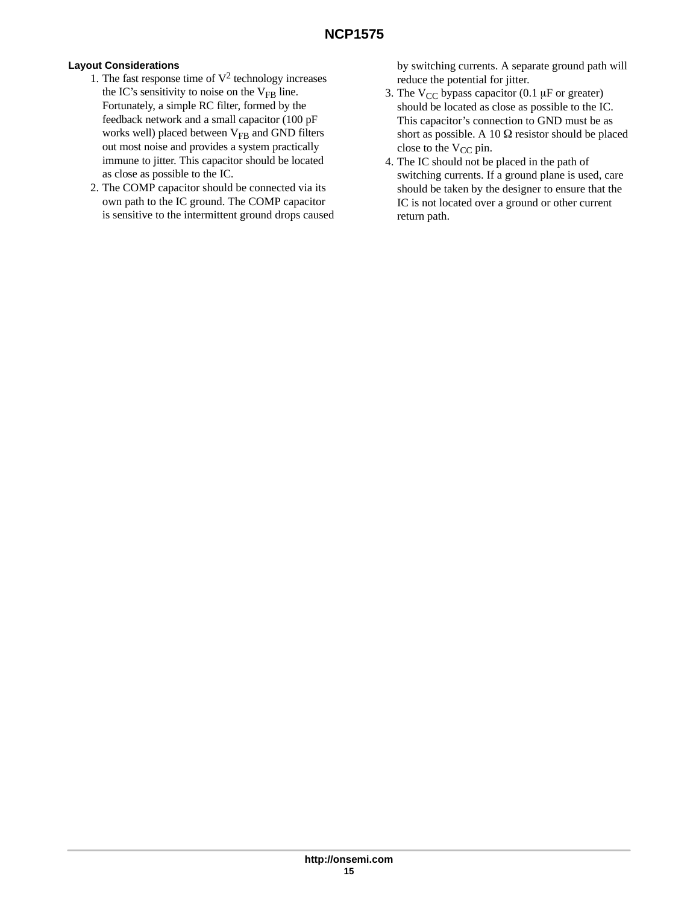### Layout Considerations

1. The fast response time of $V^2$ technology increases the IC's sensitivity to noise on the $V_{FB}$ line. Fortunately, a simple RC filter, formed by the feedback network and a small capacitor (100 pF works well) placed between $V_{FB}$ and GND filters out most noise and provides a system practically immune to jitter. This capacitor should be located as close as possible to the IC.
2. The COMP capacitor should be connected via its own path to the IC ground. The COMP capacitor is sensitive to the intermittent ground drops caused by switching currents. A separate ground path will reduce the potential for jitter.
3. The $V_{CC}$ bypass capacitor (0.1 μF or greater) should be located as close as possible to the IC. This capacitor's connection to GND must be as short as possible. A 10 Ω resistor should be placed close to the $V_{CC}$ pin.
4. The IC should not be placed in the path of switching currents. If a ground plane is used, care should be taken by the designer to ensure that the IC is not located over a ground or other current return path.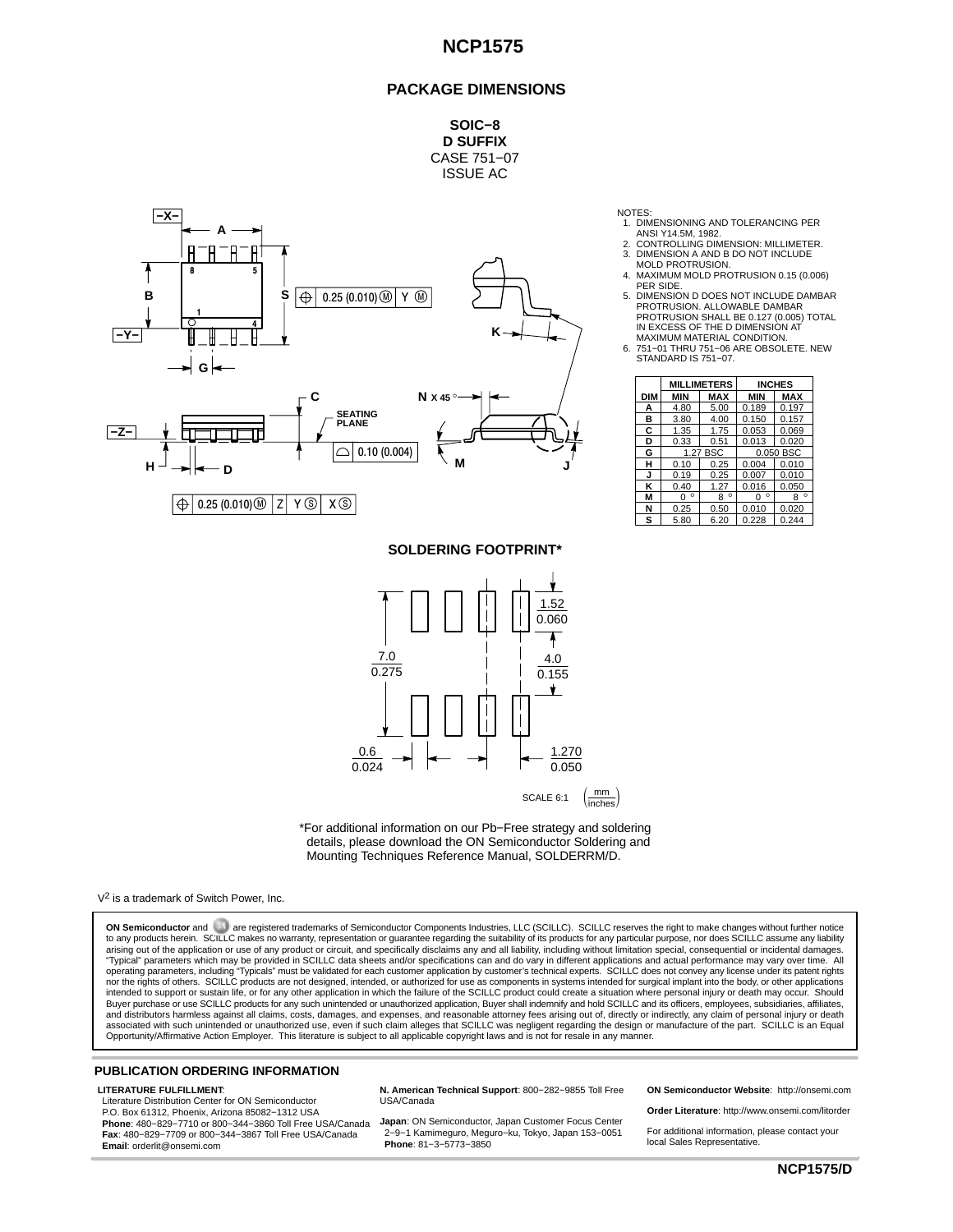## PACKAGE DIMENSIONS

**SOIC−8**
**D SUFFIX**
CASE 751−07
ISSUE AC

−X−
A
8
5
B
S
0.25 (0.010) Ⓜ Y Ⓜ
1
4
−Y−
K
G
C
N X 45°
SEATING PLANE
−Z−
0.10 (0.004)
H
D
M
J
0.25 (0.010) Ⓜ Z Y Ⓢ X Ⓢ

NOTES:
1. DIMENSIONING AND TOLERANCING PER ANSI Y14.5M, 1982.
2. CONTROLLING DIMENSION: MILLIMETER.
3. DIMENSION A AND B DO NOT INCLUDE MOLD PROTRUSION.
4. MAXIMUM MOLD PROTRUSION 0.15 (0.006) PER SIDE.
5. DIMENSION D DOES NOT INCLUDE DAMBAR PROTRUSION. ALLOWABLE DAMBAR PROTRUSION SHALL BE 0.127 (0.005) TOTAL IN EXCESS OF THE D DIMENSION AT MAXIMUM MATERIAL CONDITION.
6. 751−01 THRU 751−06 ARE OBSOLETE. NEW STANDARD IS 751−07.

| | MILLIMETERS | | INCHES | |
|---|---|---|---|---|
| DIM | MIN | MAX | MIN | MAX |
| A | 4.80 | 5.00 | 0.189 | 0.197 |
| B | 3.80 | 4.00 | 0.150 | 0.157 |
| C | 1.35 | 1.75 | 0.053 | 0.069 |
| D | 0.33 | 0.51 | 0.013 | 0.020 |
| G | 1.27 BSC | | 0.050 BSC | |
| H | 0.10 | 0.25 | 0.004 | 0.010 |
| J | 0.19 | 0.25 | 0.007 | 0.010 |
| K | 0.40 | 1.27 | 0.016 | 0.050 |
| M | 0° | 8° | 0° | 8° |
| N | 0.25 | 0.50 | 0.010 | 0.020 |
| S | 5.80 | 6.20 | 0.228 | 0.244 |

## SOLDERING FOOTPRINT*

1.52
0.060
7.0
0.275
4.0
0.155
0.6
0.024
1.270
0.050
SCALE 6:1 (mm / inches)

*For additional information on our Pb−Free strategy and soldering details, please download the ON Semiconductor Soldering and Mounting Techniques Reference Manual, SOLDERRM/D.

$V^2$ is a trademark of Switch Power, Inc.

**ON Semiconductor** and are registered trademarks of Semiconductor Components Industries, LLC (SCILLC). SCILLC reserves the right to make changes without further notice to any products herein. SCILLC makes no warranty, representation or guarantee regarding the suitability of its products for any particular purpose, nor does SCILLC assume any liability arising out of the application or use of any product or circuit, and specifically disclaims any and all liability, including without limitation special, consequential or incidental damages. “Typical” parameters which may be provided in SCILLC data sheets and/or specifications can and do vary in different applications and actual performance may vary over time. All operating parameters, including “Typicals” must be validated for each customer application by customer's technical experts. SCILLC does not convey any license under its patent rights nor the rights of others. SCILLC products are not designed, intended, or authorized for use as components in systems intended for surgical implant into the body, or other applications intended to support or sustain life, or for any other application in which the failure of the SCILLC product could create a situation where personal injury or death may occur. Should Buyer purchase or use SCILLC products for any such unintended or unauthorized application, Buyer shall indemnify and hold SCILLC and its officers, employees, subsidiaries, affiliates, and distributors harmless against all claims, costs, damages, and expenses, and reasonable attorney fees arising out of, directly or indirectly, any claim of personal injury or death associated with such unintended or unauthorized use, even if such claim alleges that SCILLC was negligent regarding the design or manufacture of the part. SCILLC is an Equal Opportunity/Affirmative Action Employer. This literature is subject to all applicable copyright laws and is not for resale in any manner.

### PUBLICATION ORDERING INFORMATION

**LITERATURE FULFILLMENT**:
Literature Distribution Center for ON Semiconductor
P.O. Box 61312, Phoenix, Arizona 85082−1312 USA
**Phone**: 480−829−7710 or 800−344−3860 Toll Free USA/Canada
**Fax**: 480−829−7709 or 800−344−3867 Toll Free USA/Canada
**Email**: orderlit@onsemi.com

**N. American Technical Support**: 800−282−9855 Toll Free USA/Canada

**Japan**: ON Semiconductor, Japan Customer Focus Center
2−9−1 Kamimeguro, Meguro−ku, Tokyo, Japan 153−0051
**Phone**: 81−3−5773−3850

**ON Semiconductor Website**: http://onsemi.com

**Order Literature**: http://www.onsemi.com/litorder

For additional information, please contact your local Sales Representative.

**NCP1575/D**